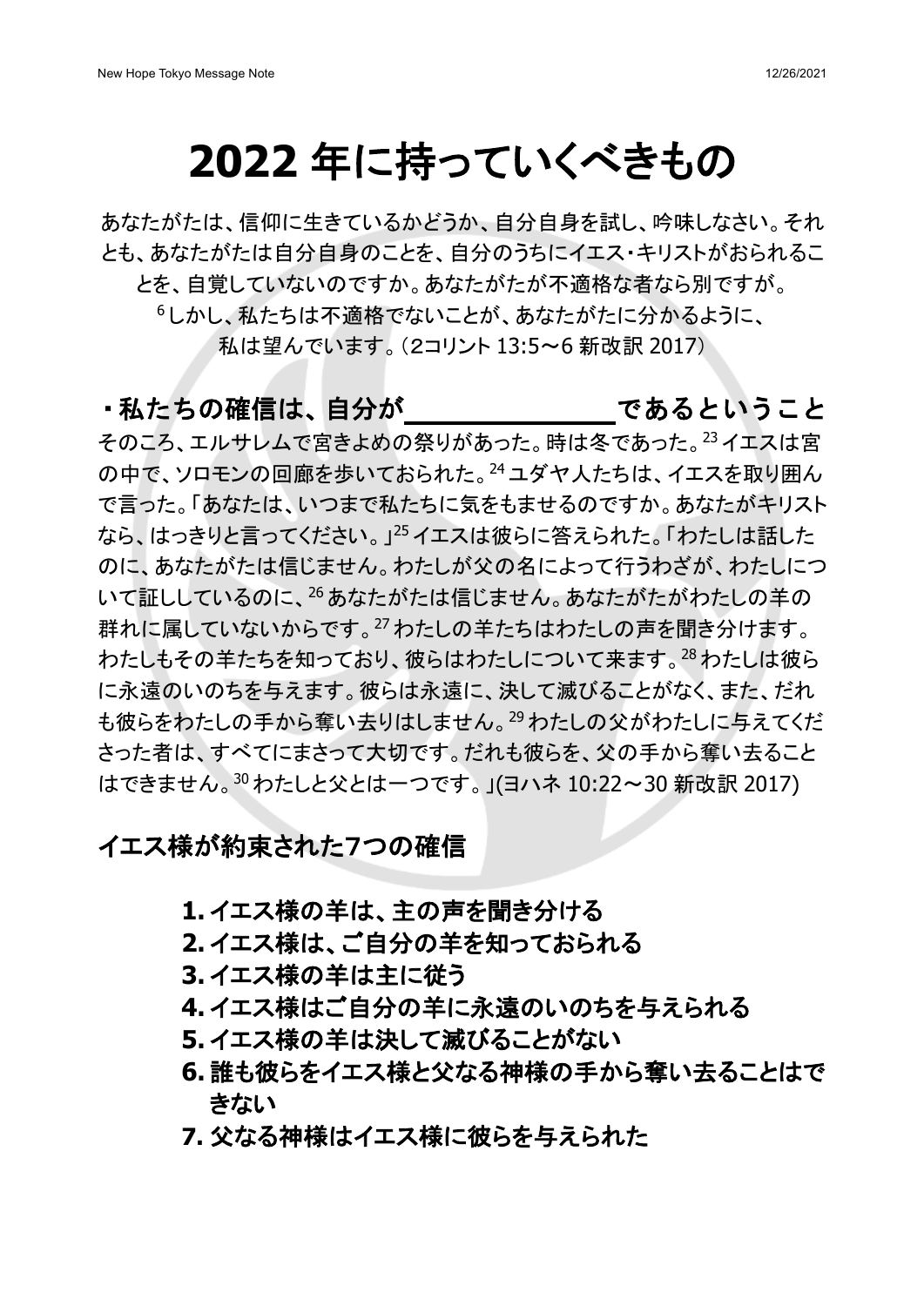# 2022 年に持っていくべきもの

あなたがたは、信仰に生きているかどうか、自分自身を試し、吟味しなさい。それとも、あなたがたは自分自身のことを、自分のうちにイエス・キリストがおられることを、自覚していないのですか。あなたがたが不適格な者なら別ですが。[6]しかし、私たちは不適格でないことが、あなたがたに分かるように、私は望んでいます。（2コリント 13:5～6 新改訳 2017）

## ・私たちの確信は、自分が＿＿＿＿＿＿＿であるということ

そのころ、エルサレムで宮きよめの祭りがあった。時は冬であった。[23]イエスは宮の中で、ソロモンの回廊を歩いておられた。[24]ユダヤ人たちは、イエスを取り囲んで言った。「あなたは、いつまで私たちに気をもませるのですか。あなたがキリストなら、はっきりと言ってください。」[25]イエスは彼らに答えられた。「わたしは話したのに、あなたがたは信じません。わたしが父の名によって行うわざが、わたしについて証ししているのに、[26]あなたがたは信じません。あなたがたがわたしの羊の群れに属していないからです。[27]わたしの羊たちはわたしの声を聞き分けます。わたしもその羊たちを知っており、彼らはわたしについて来ます。[28]わたしは彼らに永遠のいのちを与えます。彼らは永遠に、決して滅びることがなく、また、だれも彼らをわたしの手から奪い去りはしません。[29]わたしの父がわたしに与えてくださった者は、すべてにまさって大切です。だれも彼らを、父の手から奪い去ることはできません。[30]わたしと父とは一つです。」(ヨハネ 10:22～30 新改訳 2017)

## イエス様が約束された7つの確信

1. **イエス様の羊は、主の声を聞き分ける**
2. **イエス様は、ご自分の羊を知っておられる**
3. **イエス様の羊は主に従う**
4. **イエス様はご自分の羊に永遠のいのちを与えられる**
5. **イエス様の羊は決して滅びることがない**
6. **誰も彼らをイエス様と父なる神様の手から奪い去ることはできない**
7. **父なる神様はイエス様に彼らを与えられた**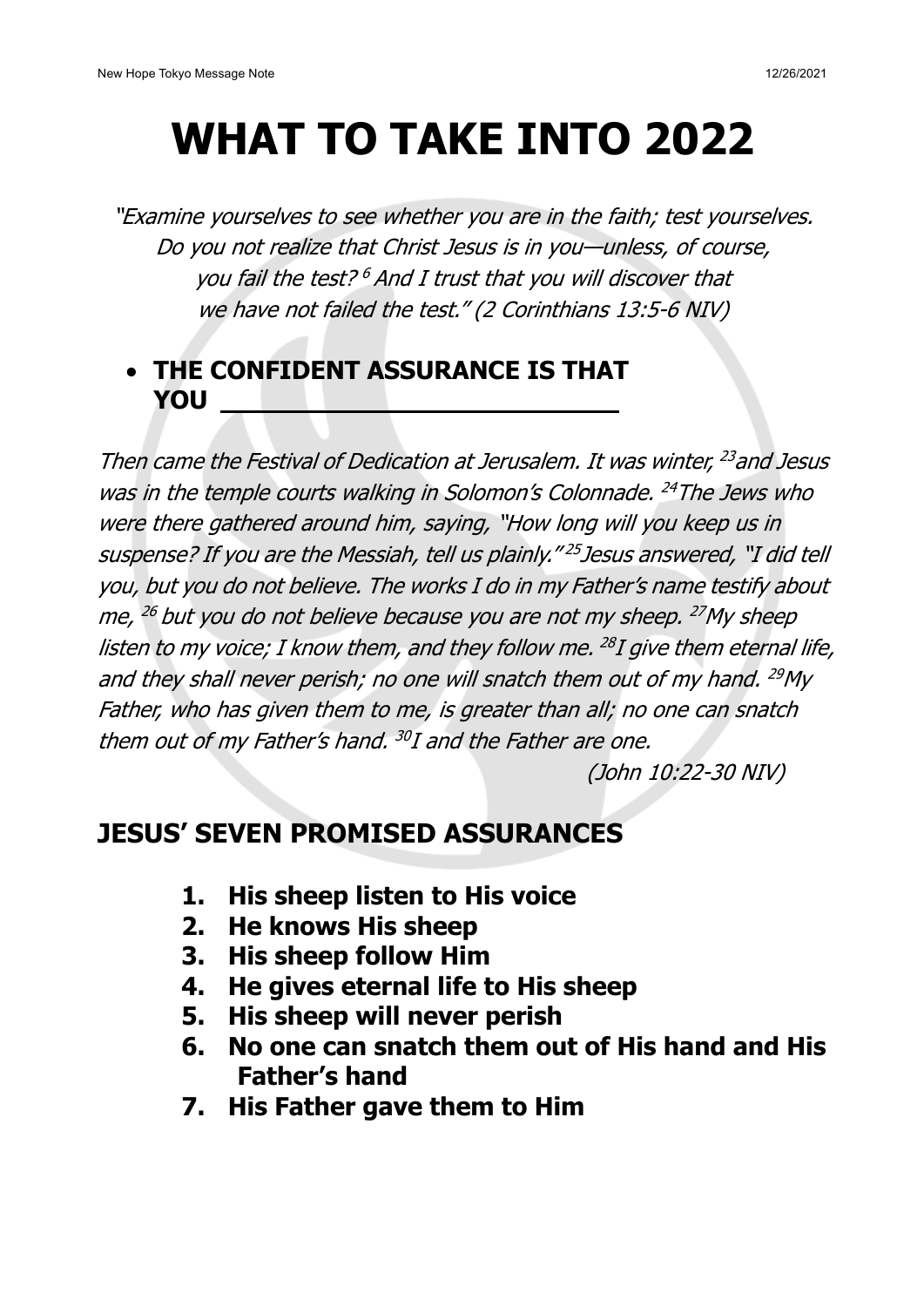# WHAT TO TAKE INTO 2022

*"Examine yourselves to see whether you are in the faith; test yourselves. Do you not realize that Christ Jesus is in you—unless, of course, you fail the test? [6] And I trust that you will discover that we have not failed the test." (2 Corinthians 13:5-6 NIV)*

- **THE CONFIDENT ASSURANCE IS THAT YOU \_\_\_\_\_\_\_\_\_\_\_\_\_\_\_\_\_\_\_\_\_\_\_\_\_\_\_\_**

*Then came the Festival of Dedication at Jerusalem. It was winter, [23] and Jesus was in the temple courts walking in Solomon's Colonnade. [24] The Jews who were there gathered around him, saying, "How long will you keep us in suspense? If you are the Messiah, tell us plainly." [25] Jesus answered, "I did tell you, but you do not believe. The works I do in my Father's name testify about me, [26] but you do not believe because you are not my sheep. [27] My sheep listen to my voice; I know them, and they follow me. [28] I give them eternal life, and they shall never perish; no one will snatch them out of my hand. [29] My Father, who has given them to me, is greater than all; no one can snatch them out of my Father's hand. [30] I and the Father are one.*

*(John 10:22-30 NIV)*

## JESUS' SEVEN PROMISED ASSURANCES

1. **His sheep listen to His voice**
2. **He knows His sheep**
3. **His sheep follow Him**
4. **He gives eternal life to His sheep**
5. **His sheep will never perish**
6. **No one can snatch them out of His hand and His Father's hand**
7. **His Father gave them to Him**